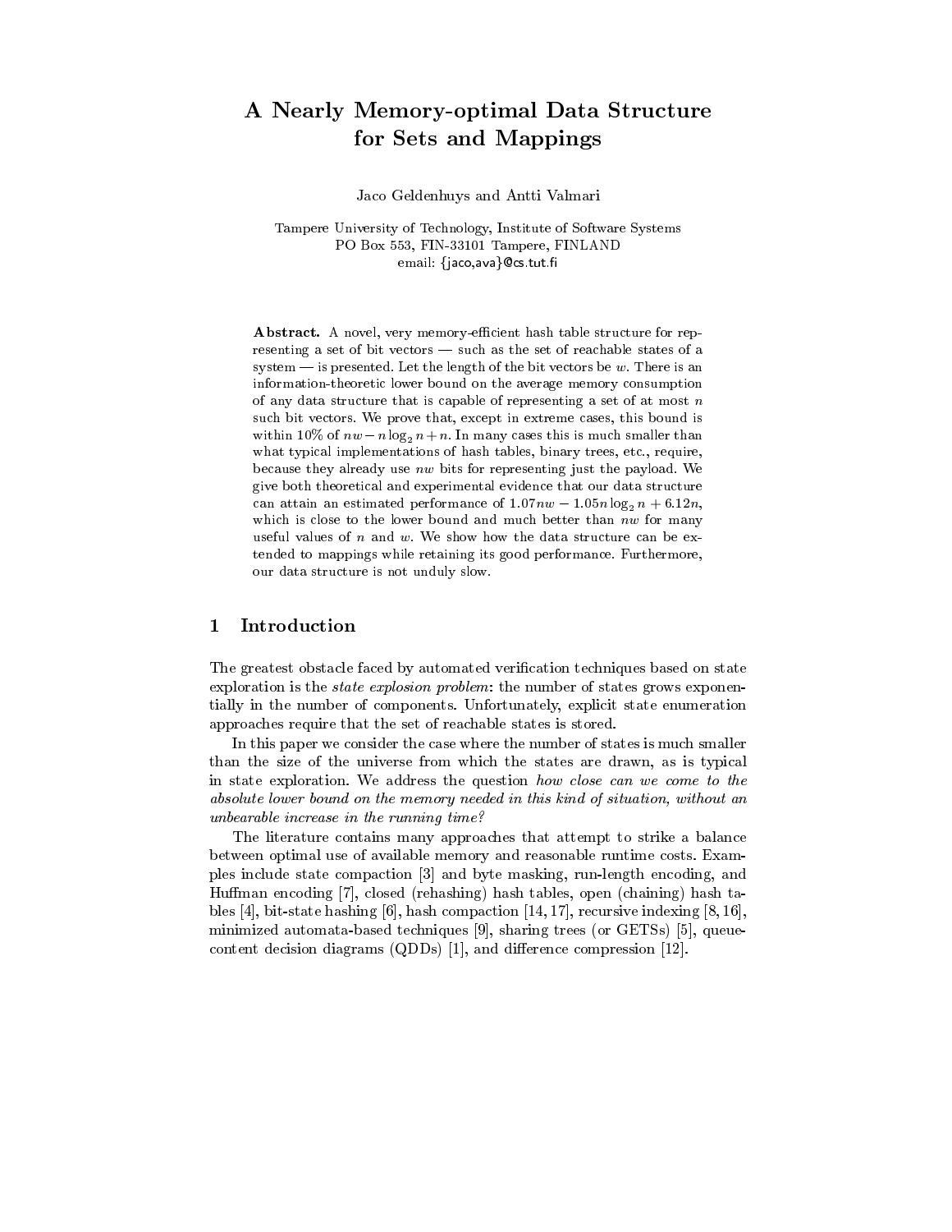# A Nearly Memory-optimal Data Structure for Sets and Mappings

Jaco Geldenhuys and Antti Valmari

Tampere University of Technology, Institute of Software Systems
PO Box 553, FIN-33101 Tampere, FINLAND
email: {jaco,ava}@cs.tut.fi

**Abstract.** A novel, very memory-efficient hash table structure for representing a set of bit vectors — such as the set of reachable states of a system — is presented. Let the length of the bit vectors be $w$. There is an information-theoretic lower bound on the average memory consumption of any data structure that is capable of representing a set of at most $n$ such bit vectors. We prove that, except in extreme cases, this bound is within 10% of $nw - n \log_2 n + n$. In many cases this is much smaller than what typical implementations of hash tables, binary trees, etc., require, because they already use $nw$ bits for representing just the payload. We give both theoretical and experimental evidence that our data structure can attain an estimated performance of $1.07nw - 1.05n \log_2 n + 6.12n$, which is close to the lower bound and much better than $nw$ for many useful values of $n$ and $w$. We show how the data structure can be extended to mappings while retaining its good performance. Furthermore, our data structure is not unduly slow.

## 1 Introduction

The greatest obstacle faced by automated verification techniques based on state exploration is the *state explosion problem*: the number of states grows exponentially in the number of components. Unfortunately, explicit state enumeration approaches require that the set of reachable states is stored.

In this paper we consider the case where the number of states is much smaller than the size of the universe from which the states are drawn, as is typical in state exploration. We address the question *how close can we come to the absolute lower bound on the memory needed in this kind of situation, without an unbearable increase in the running time?*

The literature contains many approaches that attempt to strike a balance between optimal use of available memory and reasonable runtime costs. Examples include state compaction [3] and byte masking, run-length encoding, and Huffman encoding [7], closed (rehashing) hash tables, open (chaining) hash tables [4], bit-state hashing [6], hash compaction [14, 17], recursive indexing [8, 16], minimized automata-based techniques [9], sharing trees (or GETSs) [5], queue-content decision diagrams (QDDs) [1], and difference compression [12].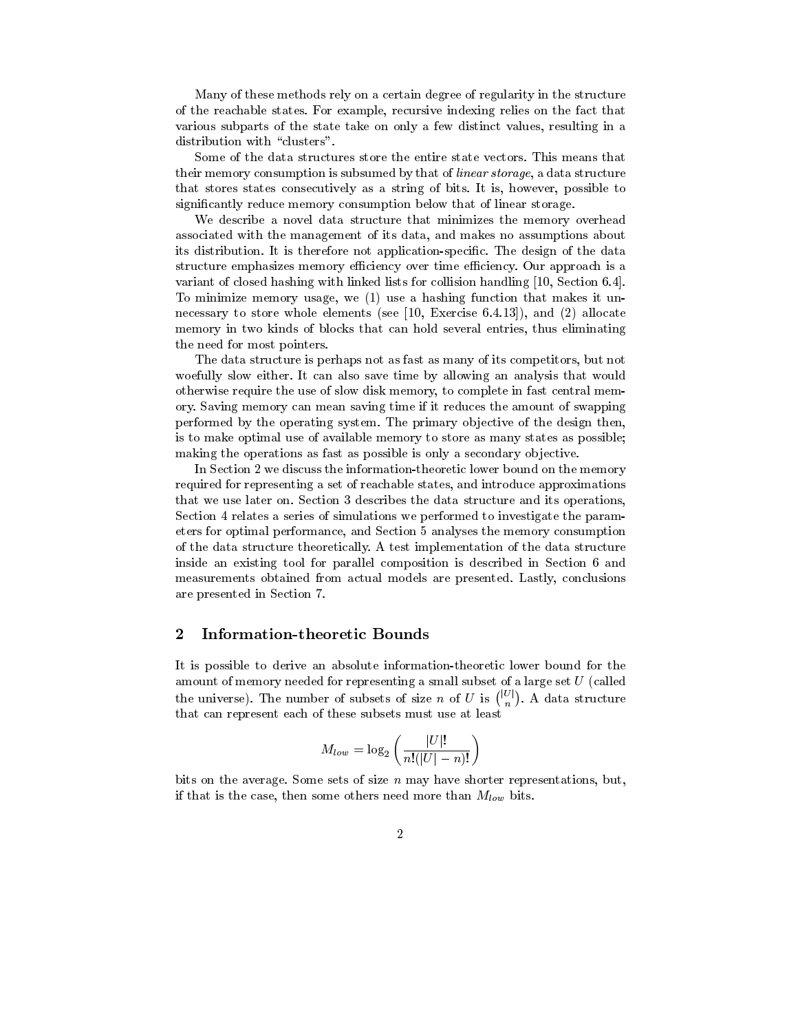Many of these methods rely on a certain degree of regularity in the structure of the reachable states. For example, recursive indexing relies on the fact that various subparts of the state take on only a few distinct values, resulting in a distribution with "clusters".

Some of the data structures store the entire state vectors. This means that their memory consumption is subsumed by that of *linear storage*, a data structure that stores states consecutively as a string of bits. It is, however, possible to significantly reduce memory consumption below that of linear storage.

We describe a novel data structure that minimizes the memory overhead associated with the management of its data, and makes no assumptions about its distribution. It is therefore not application-specific. The design of the data structure emphasizes memory efficiency over time efficiency. Our approach is a variant of closed hashing with linked lists for collision handling [10, Section 6.4]. To minimize memory usage, we (1) use a hashing function that makes it unnecessary to store whole elements (see [10, Exercise 6.4.13]), and (2) allocate memory in two kinds of blocks that can hold several entries, thus eliminating the need for most pointers.

The data structure is perhaps not as fast as many of its competitors, but not woefully slow either. It can also save time by allowing an analysis that would otherwise require the use of slow disk memory, to complete in fast central memory. Saving memory can mean saving time if it reduces the amount of swapping performed by the operating system. The primary objective of the design then, is to make optimal use of available memory to store as many states as possible; making the operations as fast as possible is only a secondary objective.

In Section 2 we discuss the information-theoretic lower bound on the memory required for representing a set of reachable states, and introduce approximations that we use later on. Section 3 describes the data structure and its operations, Section 4 relates a series of simulations we performed to investigate the parameters for optimal performance, and Section 5 analyses the memory consumption of the data structure theoretically. A test implementation of the data structure inside an existing tool for parallel composition is described in Section 6 and measurements obtained from actual models are presented. Lastly, conclusions are presented in Section 7.

## 2 Information-theoretic Bounds

It is possible to derive an absolute information-theoretic lower bound for the amount of memory needed for representing a small subset of a large set $U$ (called the universe). The number of subsets of size $n$ of $U$ is $\binom{|U|}{n}$. A data structure that can represent each of these subsets must use at least

$$M_{low} = \log_2 \left( \frac{|U|!}{n!(|U|-n)!} \right)$$

bits on the average. Some sets of size $n$ may have shorter representations, but, if that is the case, then some others need more than $M_{low}$ bits.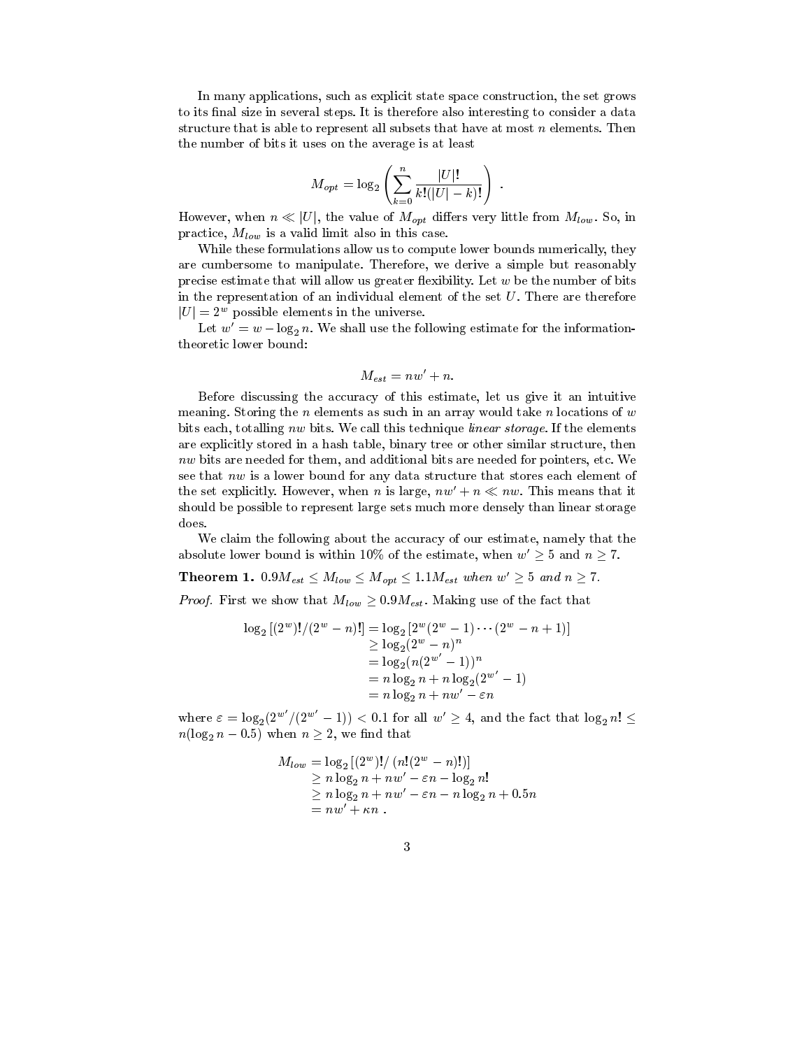In many applications, such as explicit state space construction, the set grows to its final size in several steps. It is therefore also interesting to consider a data structure that is able to represent all subsets that have at most $n$ elements. Then the number of bits it uses on the average is at least

$$M_{opt} = \log_2 \left( \sum_{k=0}^{n} \frac{|U|!}{k!(|U|-k)!} \right) .$$

However, when $n \ll |U|$, the value of $M_{opt}$ differs very little from $M_{low}$. So, in practice, $M_{low}$ is a valid limit also in this case.

While these formulations allow us to compute lower bounds numerically, they are cumbersome to manipulate. Therefore, we derive a simple but reasonably precise estimate that will allow us greater flexibility. Let $w$ be the number of bits in the representation of an individual element of the set $U$. There are therefore $|U| = 2^w$ possible elements in the universe.

Let $w' = w - \log_2 n$. We shall use the following estimate for the information-theoretic lower bound:

$$M_{est} = nw' + n.$$

Before discussing the accuracy of this estimate, let us give it an intuitive meaning. Storing the $n$ elements as such in an array would take $n$ locations of $w$ bits each, totalling $nw$ bits. We call this technique *linear storage*. If the elements are explicitly stored in a hash table, binary tree or other similar structure, then $nw$ bits are needed for them, and additional bits are needed for pointers, etc. We see that $nw$ is a lower bound for any data structure that stores each element of the set explicitly. However, when $n$ is large, $nw' + n \ll nw$. This means that it should be possible to represent large sets much more densely than linear storage does.

We claim the following about the accuracy of our estimate, namely that the absolute lower bound is within 10% of the estimate, when $w' \geq 5$ and $n \geq 7$.

**Theorem 1.** *$0.9M_{est} \leq M_{low} \leq M_{opt} \leq 1.1M_{est}$ when $w' \geq 5$ and $n \geq 7$.*

*Proof.* First we show that $M_{low} \geq 0.9M_{est}$. Making use of the fact that

$$\begin{aligned}
\log_2 \left[(2^w)!/(2^w - n)!\right] &= \log_2 \left[2^w(2^w - 1) \cdots (2^w - n + 1)\right] \\
&\geq \log_2 (2^w - n)^n \\
&= \log_2 (n(2^{w'} - 1))^n \\
&= n \log_2 n + n \log_2 (2^{w'} - 1) \\
&= n \log_2 n + nw' - \varepsilon n
\end{aligned}$$

where $\varepsilon = \log_2(2^{w'}/(2^{w'} - 1)) < 0.1$ for all $w' \geq 4$, and the fact that $\log_2 n! \leq n(\log_2 n - 0.5)$ when $n \geq 2$, we find that

$$\begin{aligned}
M_{low} &= \log_2 \left[(2^w)!/\left(n!(2^w - n)!\right)\right] \\
&\geq n \log_2 n + nw' - \varepsilon n - \log_2 n! \\
&\geq n \log_2 n + nw' - \varepsilon n - n \log_2 n + 0.5n \\
&= nw' + \kappa n \ .
\end{aligned}$$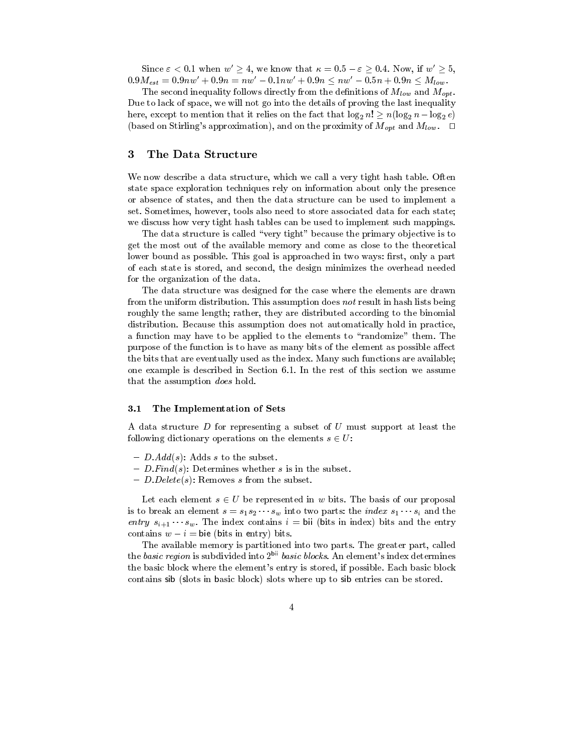Since $\varepsilon < 0.1$ when $w' \geq 4$, we know that $\kappa = 0.5 - \varepsilon \geq 0.4$. Now, if $w' \geq 5$, $0.9M_{est} = 0.9nw' + 0.9n = nw' - 0.1nw' + 0.9n \leq nw' - 0.5n + 0.9n \leq M_{low}$.

The second inequality follows directly from the definitions of $M_{low}$ and $M_{opt}$. Due to lack of space, we will not go into the details of proving the last inequality here, except to mention that it relies on the fact that $\log_2 n! \geq n(\log_2 n - \log_2 e)$ (based on Stirling's approximation), and on the proximity of $M_{opt}$ and $M_{low}$. $\square$

## 3 The Data Structure

We now describe a data structure, which we call a very tight hash table. Often state space exploration techniques rely on information about only the presence or absence of states, and then the data structure can be used to implement a set. Sometimes, however, tools also need to store associated data for each state; we discuss how very tight hash tables can be used to implement such mappings.

The data structure is called "very tight" because the primary objective is to get the most out of the available memory and come as close to the theoretical lower bound as possible. This goal is approached in two ways: first, only a part of each state is stored, and second, the design minimizes the overhead needed for the organization of the data.

The data structure was designed for the case where the elements are drawn from the uniform distribution. This assumption does *not* result in hash lists being roughly the same length; rather, they are distributed according to the binomial distribution. Because this assumption does not automatically hold in practice, a function may have to be applied to the elements to "randomize" them. The purpose of the function is to have as many bits of the element as possible affect the bits that are eventually used as the index. Many such functions are available; one example is described in Section 6.1. In the rest of this section we assume that the assumption *does* hold.

### 3.1 The Implementation of Sets

A data structure $D$ for representing a subset of $U$ must support at least the following dictionary operations on the elements $s \in U$:

- $D.Add(s)$: Adds $s$ to the subset.
- $D.Find(s)$: Determines whether $s$ is in the subset.
- $D.Delete(s)$: Removes $s$ from the subset.

Let each element $s \in U$ be represented in $w$ bits. The basis of our proposal is to break an element $s = s_1 s_2 \cdots s_w$ into two parts: the *index* $s_1 \cdots s_i$ and the *entry* $s_{i+1} \cdots s_w$. The index contains $i = \mathsf{bii}$ (bits in index) bits and the entry contains $w - i = \mathsf{bie}$ (bits in entry) bits.

The available memory is partitioned into two parts. The greater part, called the *basic region* is subdivided into $2^{\mathsf{bii}}$ *basic blocks*. An element's index determines the basic block where the element's entry is stored, if possible. Each basic block contains sib (slots in basic block) slots where up to sib entries can be stored.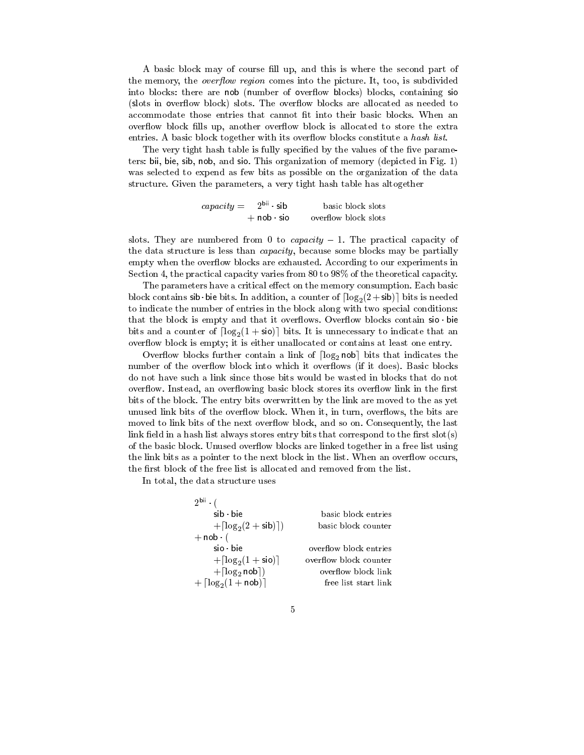A basic block may of course fill up, and this is where the second part of the memory, the *overflow region* comes into the picture. It, too, is subdivided into blocks: there are nob (number of overflow blocks) blocks, containing sio (slots in overflow block) slots. The overflow blocks are allocated as needed to accommodate those entries that cannot fit into their basic blocks. When an overflow block fills up, another overflow block is allocated to store the extra entries. A basic block together with its overflow blocks constitute a *hash list*.

The very tight hash table is fully specified by the values of the five parameters: bii, bie, sib, nob, and sio. This organization of memory (depicted in Fig. 1) was selected to expend as few bits as possible on the organization of the data structure. Given the parameters, a very tight hash table has altogether

$$
\begin{aligned}
\textit{capacity} = \quad & 2^{\mathsf{bii}} \cdot \mathsf{sib} && \text{basic block slots} \\
+ \; & \mathsf{nob} \cdot \mathsf{sio} && \text{overflow block slots}
\end{aligned}
$$

slots. They are numbered from 0 to *capacity* − 1. The practical capacity of the data structure is less than *capacity*, because some blocks may be partially empty when the overflow blocks are exhausted. According to our experiments in Section 4, the practical capacity varies from 80 to 98% of the theoretical capacity.

The parameters have a critical effect on the memory consumption. Each basic block contains $\mathsf{sib} \cdot \mathsf{bie}$ bits. In addition, a counter of $\lceil \log_2(2 + \mathsf{sib}) \rceil$ bits is needed to indicate the number of entries in the block along with two special conditions: that the block is empty and that it overflows. Overflow blocks contain $\mathsf{sio} \cdot \mathsf{bie}$ bits and a counter of $\lceil \log_2(1 + \mathsf{sio}) \rceil$ bits. It is unnecessary to indicate that an overflow block is empty; it is either unallocated or contains at least one entry.

Overflow blocks further contain a link of $\lceil \log_2 \mathsf{nob} \rceil$ bits that indicates the number of the overflow block into which it overflows (if it does). Basic blocks do not have such a link since those bits would be wasted in blocks that do not overflow. Instead, an overflowing basic block stores its overflow link in the first bits of the block. The entry bits overwritten by the link are moved to the as yet unused link bits of the overflow block. When it, in turn, overflows, the bits are moved to link bits of the next overflow block, and so on. Consequently, the last link field in a hash list always stores entry bits that correspond to the first slot(s) of the basic block. Unused overflow blocks are linked together in a free list using the link bits as a pointer to the next block in the list. When an overflow occurs, the first block of the free list is allocated and removed from the list.

In total, the data structure uses

$$
\begin{aligned}
& 2^{\mathsf{bii}} \cdot ( \\
& \qquad \mathsf{sib} \cdot \mathsf{bie} && \text{basic block entries} \\
& \qquad + \lceil \log_2(2 + \mathsf{sib}) \rceil) && \text{basic block counter} \\
& + \mathsf{nob} \cdot ( \\
& \qquad \mathsf{sio} \cdot \mathsf{bie} && \text{overflow block entries} \\
& \qquad + \lceil \log_2(1 + \mathsf{sio}) \rceil && \text{overflow block counter} \\
& \qquad + \lceil \log_2 \mathsf{nob} \rceil) && \text{overflow block link} \\
& + \lceil \log_2(1 + \mathsf{nob}) \rceil && \text{free list start link}
\end{aligned}
$$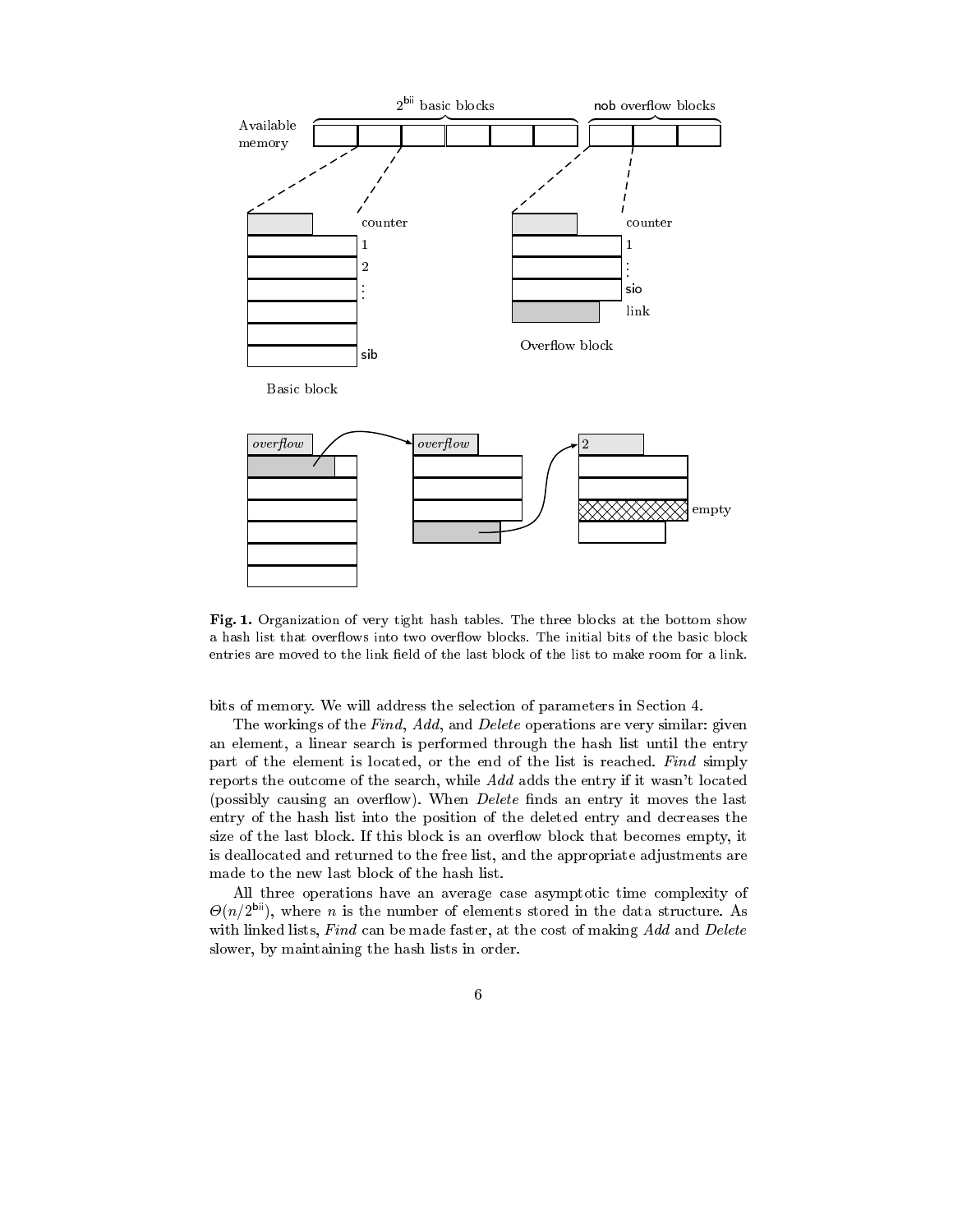**Fig. 1.** Organization of very tight hash tables. The three blocks at the bottom show a hash list that overflows into two overflow blocks. The initial bits of the basic block entries are moved to the link field of the last block of the list to make room for a link.

bits of memory. We will address the selection of parameters in Section 4.

The workings of the *Find*, *Add*, and *Delete* operations are very similar: given an element, a linear search is performed through the hash list until the entry part of the element is located, or the end of the list is reached. *Find* simply reports the outcome of the search, while *Add* adds the entry if it wasn't located (possibly causing an overflow). When *Delete* finds an entry it moves the last entry of the hash list into the position of the deleted entry and decreases the size of the last block. If this block is an overflow block that becomes empty, it is deallocated and returned to the free list, and the appropriate adjustments are made to the new last block of the hash list.

All three operations have an average case asymptotic time complexity of $\Theta(n/2^{\mathsf{bii}})$, where $n$ is the number of elements stored in the data structure. As with linked lists, *Find* can be made faster, at the cost of making *Add* and *Delete* slower, by maintaining the hash lists in order.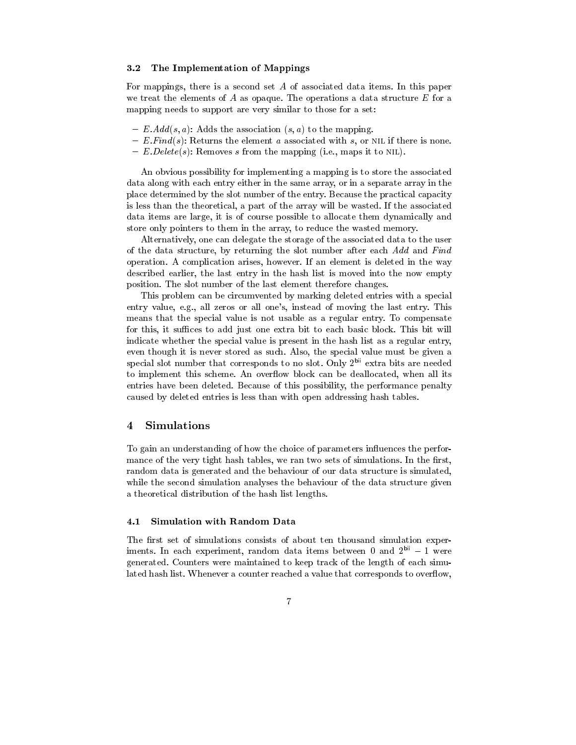### 3.2 The Implementation of Mappings

For mappings, there is a second set $A$ of associated data items. In this paper we treat the elements of $A$ as opaque. The operations a data structure $E$ for a mapping needs to support are very similar to those for a set:

- $E.Add(s, a)$: Adds the association $(s, a)$ to the mapping.
- $E.Find(s)$: Returns the element $a$ associated with $s$, or NIL if there is none.
- $E.Delete(s)$: Removes $s$ from the mapping (i.e., maps it to NIL).

An obvious possibility for implementing a mapping is to store the associated data along with each entry either in the same array, or in a separate array in the place determined by the slot number of the entry. Because the practical capacity is less than the theoretical, a part of the array will be wasted. If the associated data items are large, it is of course possible to allocate them dynamically and store only pointers to them in the array, to reduce the wasted memory.

Alternatively, one can delegate the storage of the associated data to the user of the data structure, by returning the slot number after each *Add* and *Find* operation. A complication arises, however. If an element is deleted in the way described earlier, the last entry in the hash list is moved into the now empty position. The slot number of the last element therefore changes.

This problem can be circumvented by marking deleted entries with a special entry value, e.g., all zeros or all one's, instead of moving the last entry. This means that the special value is not usable as a regular entry. To compensate for this, it suffices to add just one extra bit to each basic block. This bit will indicate whether the special value is present in the hash list as a regular entry, even though it is never stored as such. Also, the special value must be given a special slot number that corresponds to no slot. Only $2^{\mathsf{bii}}$ extra bits are needed to implement this scheme. An overflow block can be deallocated, when all its entries have been deleted. Because of this possibility, the performance penalty caused by deleted entries is less than with open addressing hash tables.

## 4 Simulations

To gain an understanding of how the choice of parameters influences the performance of the very tight hash tables, we ran two sets of simulations. In the first, random data is generated and the behaviour of our data structure is simulated, while the second simulation analyses the behaviour of the data structure given a theoretical distribution of the hash list lengths.

### 4.1 Simulation with Random Data

The first set of simulations consists of about ten thousand simulation experiments. In each experiment, random data items between 0 and $2^{\mathsf{bii}} - 1$ were generated. Counters were maintained to keep track of the length of each simulated hash list. Whenever a counter reached a value that corresponds to overflow,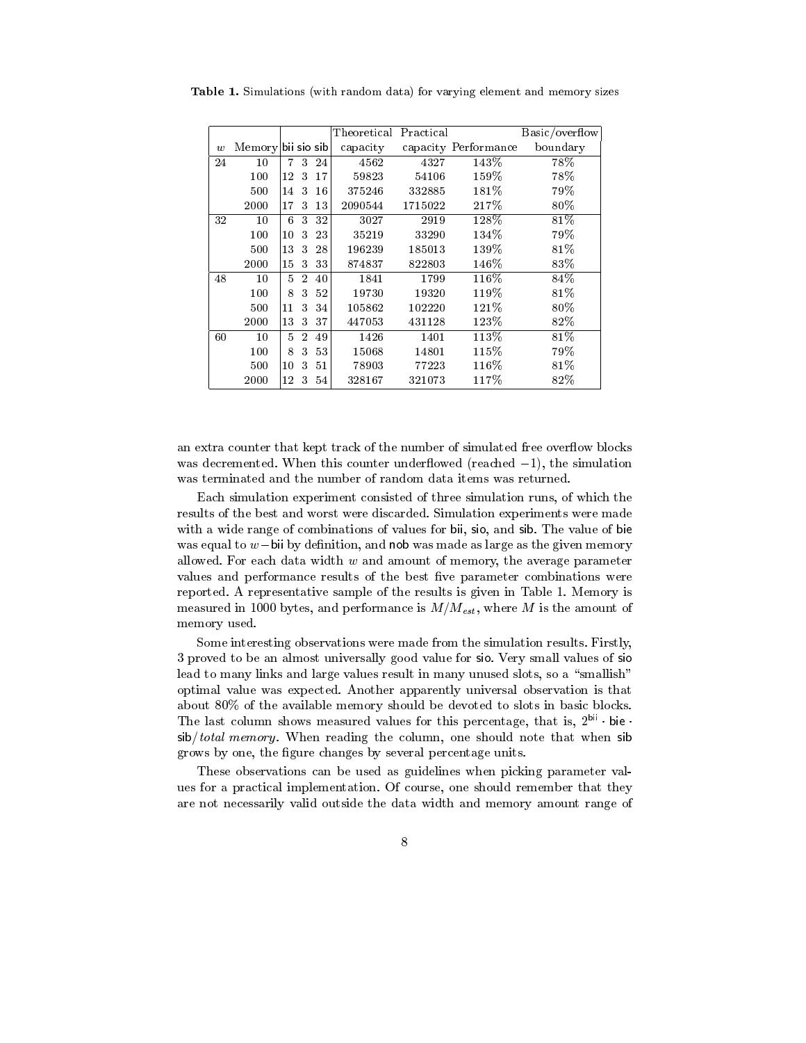**Table 1.** Simulations (with random data) for varying element and memory sizes

| $w$ | Memory | bii | sio | sib | Theoretical capacity | Practical capacity | Performance | Basic/overflow boundary |
|---|---|---|---|---|---|---|---|---|
| 24 | 10 | 7 | 3 | 24 | 4562 | 4327 | 143% | 78% |
| | 100 | 12 | 3 | 17 | 59823 | 54106 | 159% | 78% |
| | 500 | 14 | 3 | 16 | 375246 | 332885 | 181% | 79% |
| | 2000 | 17 | 3 | 13 | 2090544 | 1715022 | 217% | 80% |
| 32 | 10 | 6 | 3 | 32 | 3027 | 2919 | 128% | 81% |
| | 100 | 10 | 3 | 23 | 35219 | 33290 | 134% | 79% |
| | 500 | 13 | 3 | 28 | 196239 | 185013 | 139% | 81% |
| | 2000 | 15 | 3 | 33 | 874837 | 822803 | 146% | 83% |
| 48 | 10 | 5 | 2 | 40 | 1841 | 1799 | 116% | 84% |
| | 100 | 8 | 3 | 52 | 19730 | 19320 | 119% | 81% |
| | 500 | 11 | 3 | 34 | 105862 | 102220 | 121% | 80% |
| | 2000 | 13 | 3 | 37 | 447053 | 431128 | 123% | 82% |
| 60 | 10 | 5 | 2 | 49 | 1426 | 1401 | 113% | 81% |
| | 100 | 8 | 3 | 53 | 15068 | 14801 | 115% | 79% |
| | 500 | 10 | 3 | 51 | 78903 | 77223 | 116% | 81% |
| | 2000 | 12 | 3 | 54 | 328167 | 321073 | 117% | 82% |

an extra counter that kept track of the number of simulated free overflow blocks was decremented. When this counter underflowed (reached $-1$), the simulation was terminated and the number of random data items was returned.

Each simulation experiment consisted of three simulation runs, of which the results of the best and worst were discarded. Simulation experiments were made with a wide range of combinations of values for bii, sio, and sib. The value of bie was equal to $w-$bii by definition, and nob was made as large as the given memory allowed. For each data width $w$ and amount of memory, the average parameter values and performance results of the best five parameter combinations were reported. A representative sample of the results is given in Table 1. Memory is measured in 1000 bytes, and performance is $M/M_{est}$, where $M$ is the amount of memory used.

Some interesting observations were made from the simulation results. Firstly, 3 proved to be an almost universally good value for sio. Very small values of sio lead to many links and large values result in many unused slots, so a "smallish" optimal value was expected. Another apparently universal observation is that about 80% of the available memory should be devoted to slots in basic blocks. The last column shows measured values for this percentage, that is, $2^{\mathsf{bii}} \cdot \mathsf{bie} \cdot \mathsf{sib}/\textit{total memory}$. When reading the column, one should note that when sib grows by one, the figure changes by several percentage units.

These observations can be used as guidelines when picking parameter values for a practical implementation. Of course, one should remember that they are not necessarily valid outside the data width and memory amount range of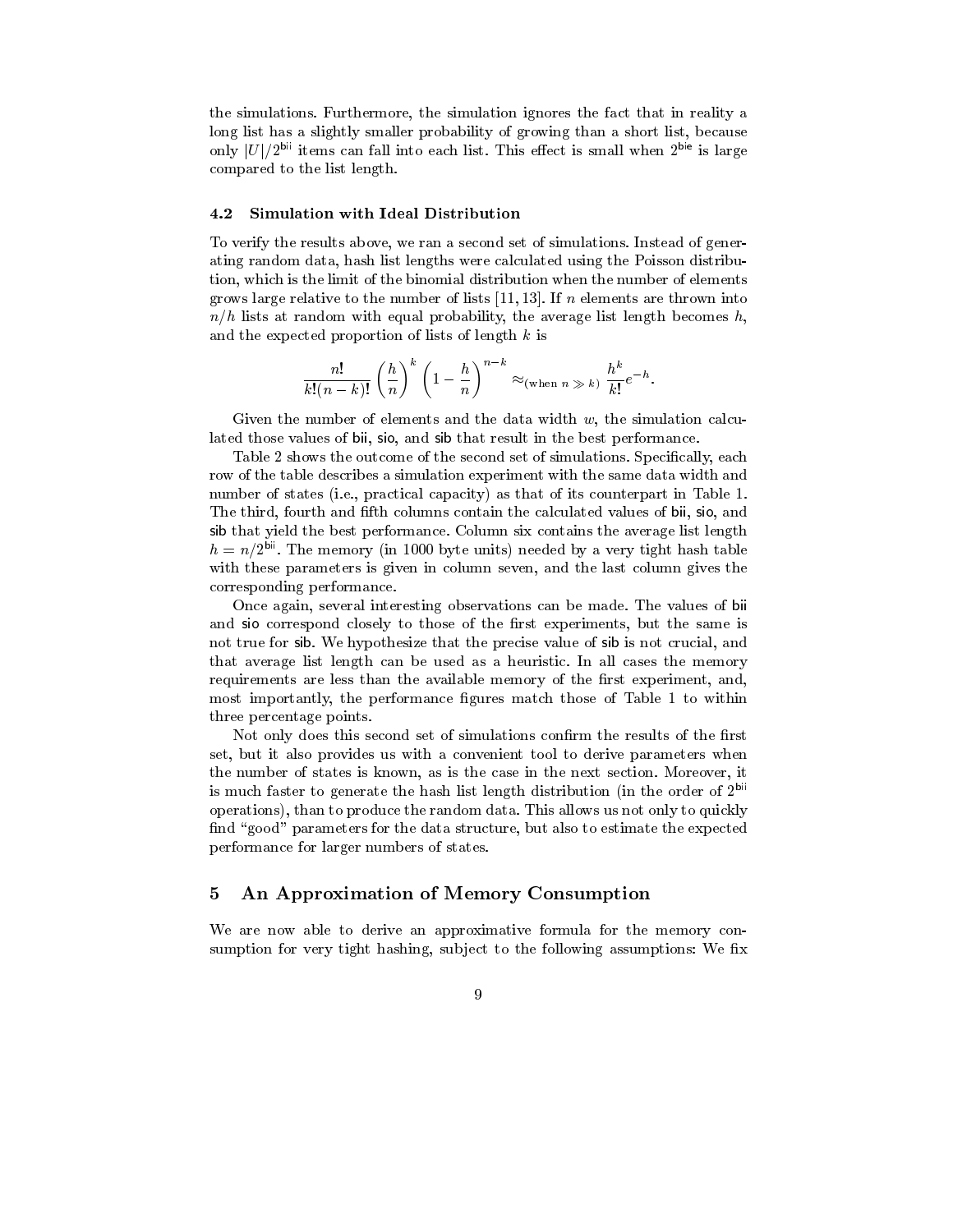the simulations. Furthermore, the simulation ignores the fact that in reality a long list has a slightly smaller probability of growing than a short list, because only $|U|/2^{\mathsf{bii}}$ items can fall into each list. This effect is small when $2^{\mathsf{bie}}$ is large compared to the list length.

### 4.2 Simulation with Ideal Distribution

To verify the results above, we ran a second set of simulations. Instead of generating random data, hash list lengths were calculated using the Poisson distribution, which is the limit of the binomial distribution when the number of elements grows large relative to the number of lists [11, 13]. If $n$ elements are thrown into $n/h$ lists at random with equal probability, the average list length becomes $h$, and the expected proportion of lists of length $k$ is

$$\frac{n!}{k!(n-k)!}\left(\frac{h}{n}\right)^k\left(1-\frac{h}{n}\right)^{n-k} \approx_{(\text{when } n \gg k)} \frac{h^k}{k!}e^{-h}.$$

Given the number of elements and the data width $w$, the simulation calculated those values of bii, sio, and sib that result in the best performance.

Table 2 shows the outcome of the second set of simulations. Specifically, each row of the table describes a simulation experiment with the same data width and number of states (i.e., practical capacity) as that of its counterpart in Table 1. The third, fourth and fifth columns contain the calculated values of bii, sio, and sib that yield the best performance. Column six contains the average list length $h = n/2^{\mathsf{bii}}$. The memory (in 1000 byte units) needed by a very tight hash table with these parameters is given in column seven, and the last column gives the corresponding performance.

Once again, several interesting observations can be made. The values of bii and sio correspond closely to those of the first experiments, but the same is not true for sib. We hypothesize that the precise value of sib is not crucial, and that average list length can be used as a heuristic. In all cases the memory requirements are less than the available memory of the first experiment, and, most importantly, the performance figures match those of Table 1 to within three percentage points.

Not only does this second set of simulations confirm the results of the first set, but it also provides us with a convenient tool to derive parameters when the number of states is known, as is the case in the next section. Moreover, it is much faster to generate the hash list length distribution (in the order of $2^{\mathsf{bii}}$ operations), than to produce the random data. This allows us not only to quickly find "good" parameters for the data structure, but also to estimate the expected performance for larger numbers of states.

## 5 An Approximation of Memory Consumption

We are now able to derive an approximative formula for the memory consumption for very tight hashing, subject to the following assumptions: We fix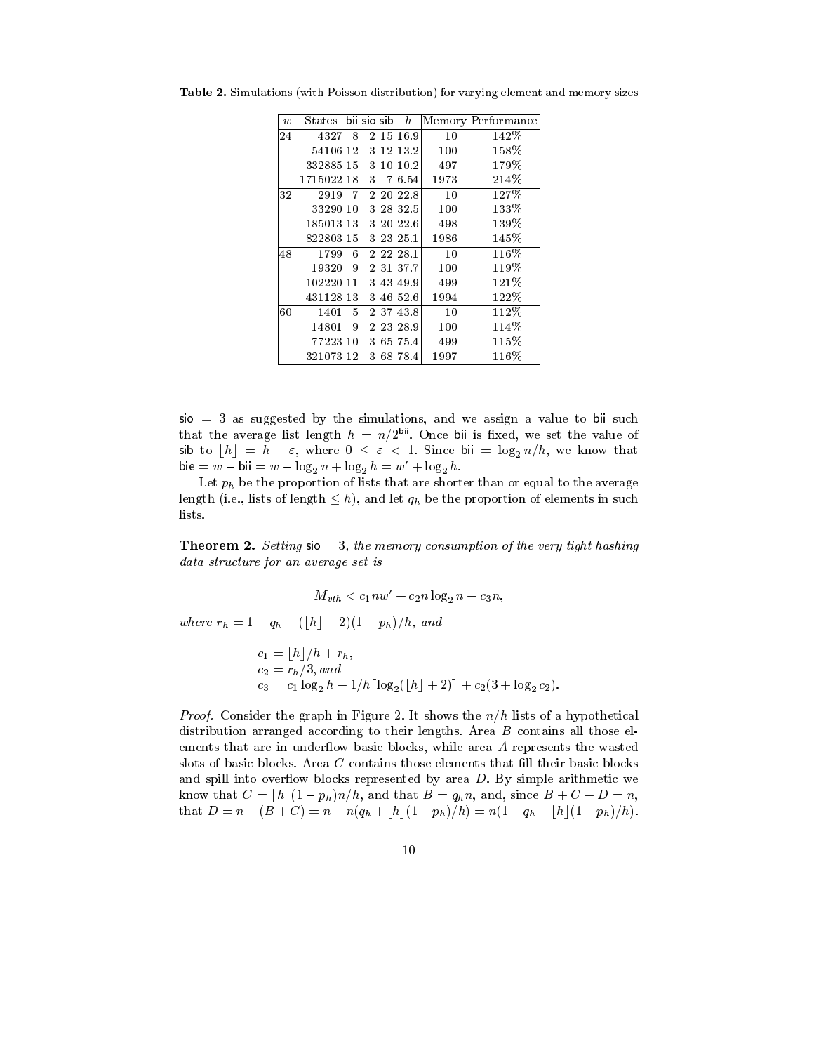**Table 2.** Simulations (with Poisson distribution) for varying element and memory sizes

| $w$ | States | bii | sio | sib | $h$ | Memory | Performance |
|---|---|---|---|---|---|---|---|
| 24 | 4327 | 8 | 2 | 15 | 16.9 | 10 | 142% |
| | 54106 | 12 | 3 | 12 | 13.2 | 100 | 158% |
| | 332885 | 15 | 3 | 10 | 10.2 | 497 | 179% |
| | 1715022 | 18 | 3 | 7 | 6.54 | 1973 | 214% |
| 32 | 2919 | 7 | 2 | 20 | 22.8 | 10 | 127% |
| | 33290 | 10 | 3 | 28 | 32.5 | 100 | 133% |
| | 185013 | 13 | 3 | 20 | 22.6 | 498 | 139% |
| | 822803 | 15 | 3 | 23 | 25.1 | 1986 | 145% |
| 48 | 1799 | 6 | 2 | 22 | 28.1 | 10 | 116% |
| | 19320 | 9 | 2 | 31 | 37.7 | 100 | 119% |
| | 102220 | 11 | 3 | 43 | 49.9 | 499 | 121% |
| | 431128 | 13 | 3 | 46 | 52.6 | 1994 | 122% |
| 60 | 1401 | 5 | 2 | 37 | 43.8 | 10 | 112% |
| | 14801 | 9 | 2 | 23 | 28.9 | 100 | 114% |
| | 77223 | 10 | 3 | 65 | 75.4 | 499 | 115% |
| | 321073 | 12 | 3 | 68 | 78.4 | 1997 | 116% |

sio $= 3$ as suggested by the simulations, and we assign a value to bii such that the average list length $h = n/2^{\mathsf{bii}}$. Once bii is fixed, we set the value of sib to $\lfloor h \rfloor = h - \varepsilon$, where $0 \leq \varepsilon < 1$. Since $\mathsf{bii} = \log_2 n/h$, we know that $\mathsf{bie} = w - \mathsf{bii} = w - \log_2 n + \log_2 h = w' + \log_2 h$.

Let $p_h$ be the proportion of lists that are shorter than or equal to the average length (i.e., lists of length $\leq h$), and let $q_h$ be the proportion of elements in such lists.

**Theorem 2.** *Setting* sio $= 3$*, the memory consumption of the very tight hashing data structure for an average set is*

$$M_{vth} < c_1 n w' + c_2 n \log_2 n + c_3 n,$$

*where* $r_h = 1 - q_h - (\lfloor h \rfloor - 2)(1 - p_h)/h$*, and*

$$\begin{aligned} c_1 &= \lfloor h \rfloor / h + r_h, \\ c_2 &= r_h/3, \text{ and} \\ c_3 &= c_1 \log_2 h + 1/h \lceil \log_2(\lfloor h \rfloor + 2) \rceil + c_2(3 + \log_2 c_2). \end{aligned}$$

*Proof.* Consider the graph in Figure 2. It shows the $n/h$ lists of a hypothetical distribution arranged according to their lengths. Area $B$ contains all those elements that are in underflow basic blocks, while area $A$ represents the wasted slots of basic blocks. Area $C$ contains those elements that fill their basic blocks and spill into overflow blocks represented by area $D$. By simple arithmetic we know that $C = \lfloor h \rfloor (1 - p_h) n/h$, and that $B = q_h n$, and, since $B + C + D = n$, that $D = n - (B + C) = n - n(q_h + \lfloor h \rfloor (1 - p_h)/h) = n(1 - q_h - \lfloor h \rfloor (1 - p_h)/h)$.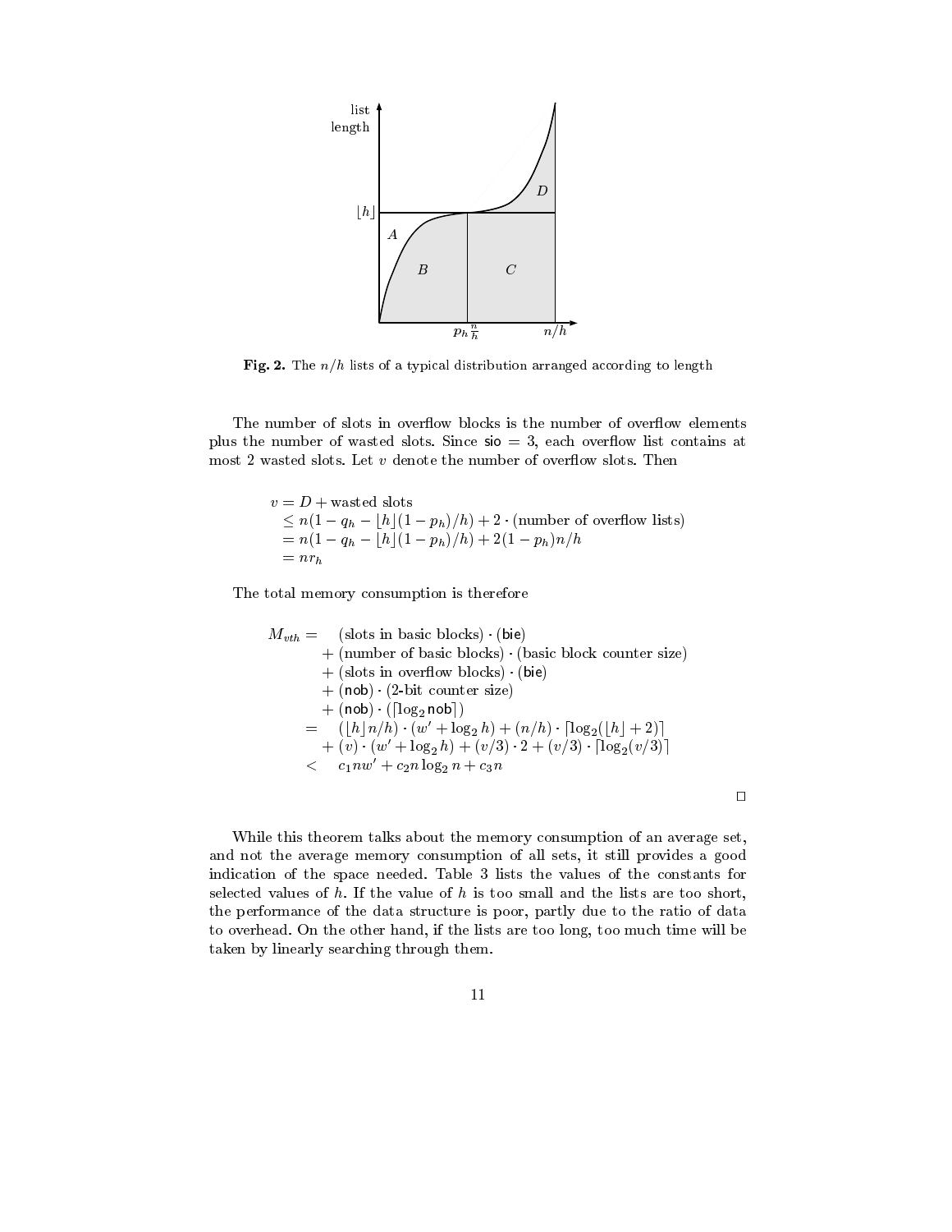**Fig. 2.** The $n/h$ lists of a typical distribution arranged according to length

The number of slots in overflow blocks is the number of overflow elements plus the number of wasted slots. Since $\mathsf{sio} = 3$, each overflow list contains at most 2 wasted slots. Let $v$ denote the number of overflow slots. Then

$$
\begin{aligned}
v &= D + \text{wasted slots} \\
&\leq n(1 - q_h - \lfloor h \rfloor (1 - p_h)/h) + 2 \cdot (\text{number of overflow lists}) \\
&= n(1 - q_h - \lfloor h \rfloor (1 - p_h)/h) + 2(1 - p_h)n/h \\
&= n r_h
\end{aligned}
$$

The total memory consumption is therefore

$$
\begin{aligned}
M_{vth} = \;& (\text{slots in basic blocks}) \cdot (\mathsf{bie}) \\
& + (\text{number of basic blocks}) \cdot (\text{basic block counter size}) \\
& + (\text{slots in overflow blocks}) \cdot (\mathsf{bie}) \\
& + (\mathsf{nob}) \cdot (\text{2-bit counter size}) \\
& + (\mathsf{nob}) \cdot (\lceil \log_2 \mathsf{nob} \rceil) \\
= \;& (\lfloor h \rfloor n/h) \cdot (w' + \log_2 h) + (n/h) \cdot \lceil \log_2(\lfloor h \rfloor + 2) \rceil \\
& + (v) \cdot (w' + \log_2 h) + (v/3) \cdot 2 + (v/3) \cdot \lceil \log_2(v/3) \rceil \\
< \;& c_1 n w' + c_2 n \log_2 n + c_3 n
\end{aligned}
$$

□

While this theorem talks about the memory consumption of an average set, and not the average memory consumption of all sets, it still provides a good indication of the space needed. Table 3 lists the values of the constants for selected values of $h$. If the value of $h$ is too small and the lists are too short, the performance of the data structure is poor, partly due to the ratio of data to overhead. On the other hand, if the lists are too long, too much time will be taken by linearly searching through them.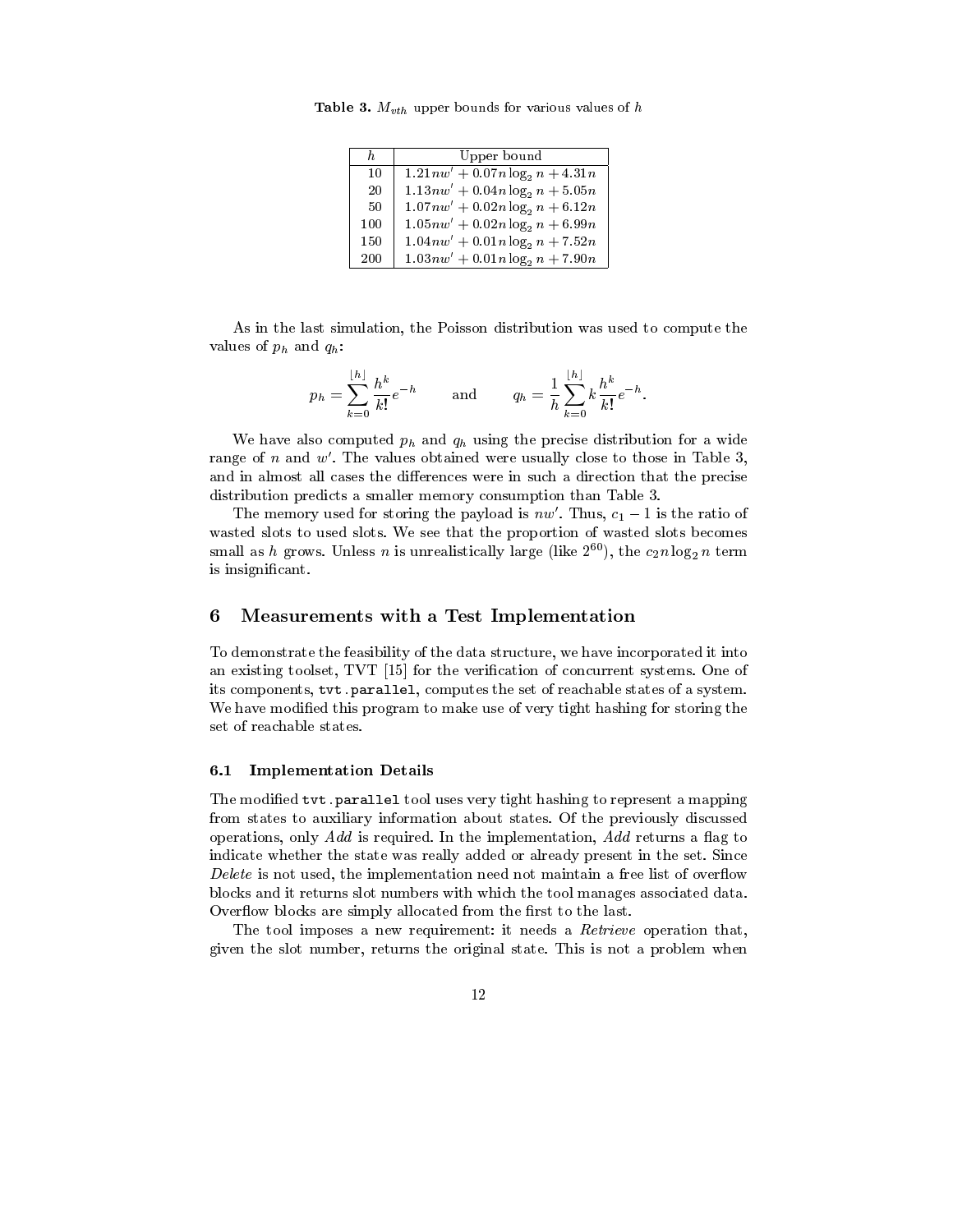**Table 3.** $M_{vth}$ upper bounds for various values of $h$

| $h$ | Upper bound |
|---|---|
| 10 | $1.21nw' + 0.07n \log_2 n + 4.31n$ |
| 20 | $1.13nw' + 0.04n \log_2 n + 5.05n$ |
| 50 | $1.07nw' + 0.02n \log_2 n + 6.12n$ |
| 100 | $1.05nw' + 0.02n \log_2 n + 6.99n$ |
| 150 | $1.04nw' + 0.01n \log_2 n + 7.52n$ |
| 200 | $1.03nw' + 0.01n \log_2 n + 7.90n$ |

As in the last simulation, the Poisson distribution was used to compute the values of $p_h$ and $q_h$:

$$p_h = \sum_{k=0}^{\lfloor h \rfloor} \frac{h^k}{k!} e^{-h} \qquad \text{and} \qquad q_h = \frac{1}{h} \sum_{k=0}^{\lfloor h \rfloor} k \frac{h^k}{k!} e^{-h}.$$

We have also computed $p_h$ and $q_h$ using the precise distribution for a wide range of $n$ and $w'$. The values obtained were usually close to those in Table 3, and in almost all cases the differences were in such a direction that the precise distribution predicts a smaller memory consumption than Table 3.

The memory used for storing the payload is $nw'$. Thus, $c_1 - 1$ is the ratio of wasted slots to used slots. We see that the proportion of wasted slots becomes small as $h$ grows. Unless $n$ is unrealistically large (like $2^{60}$), the $c_2 n \log_2 n$ term is insignificant.

## 6 Measurements with a Test Implementation

To demonstrate the feasibility of the data structure, we have incorporated it into an existing toolset, TVT [15] for the verification of concurrent systems. One of its components, `tvt.parallel`, computes the set of reachable states of a system. We have modified this program to make use of very tight hashing for storing the set of reachable states.

### 6.1 Implementation Details

The modified `tvt.parallel` tool uses very tight hashing to represent a mapping from states to auxiliary information about states. Of the previously discussed operations, only *Add* is required. In the implementation, *Add* returns a flag to indicate whether the state was really added or already present in the set. Since *Delete* is not used, the implementation need not maintain a free list of overflow blocks and it returns slot numbers with which the tool manages associated data. Overflow blocks are simply allocated from the first to the last.

The tool imposes a new requirement: it needs a *Retrieve* operation that, given the slot number, returns the original state. This is not a problem when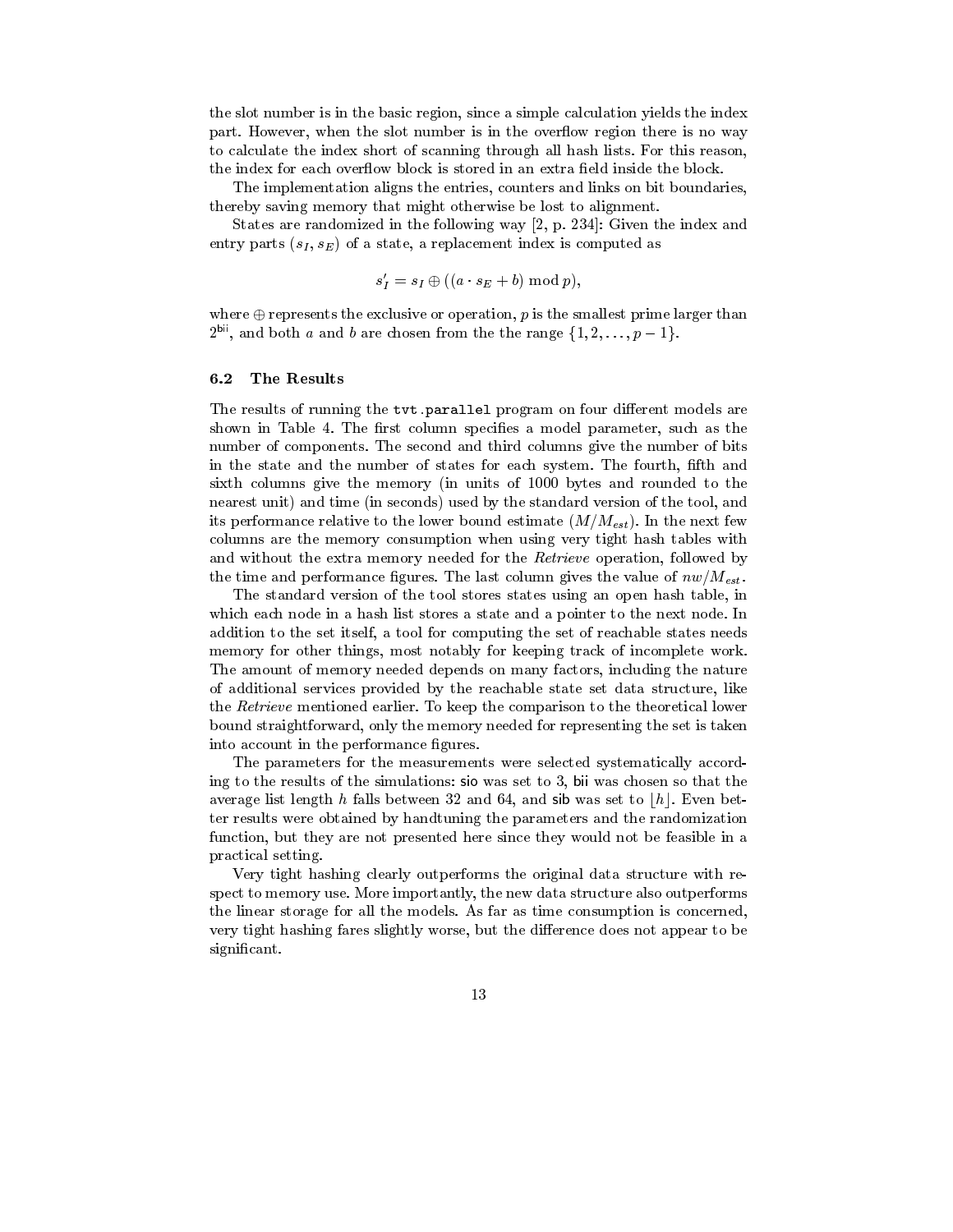the slot number is in the basic region, since a simple calculation yields the index part. However, when the slot number is in the overflow region there is no way to calculate the index short of scanning through all hash lists. For this reason, the index for each overflow block is stored in an extra field inside the block.

The implementation aligns the entries, counters and links on bit boundaries, thereby saving memory that might otherwise be lost to alignment.

States are randomized in the following way [2, p. 234]: Given the index and entry parts $(s_I, s_E)$ of a state, a replacement index is computed as

$$s'_I = s_I \oplus ((a \cdot s_E + b) \bmod p),$$

where $\oplus$ represents the exclusive or operation, $p$ is the smallest prime larger than $2^{\mathsf{bii}}$, and both $a$ and $b$ are chosen from the the range $\{1, 2, \ldots, p-1\}$.

### 6.2 The Results

The results of running the `tvt.parallel` program on four different models are shown in Table 4. The first column specifies a model parameter, such as the number of components. The second and third columns give the number of bits in the state and the number of states for each system. The fourth, fifth and sixth columns give the memory (in units of 1000 bytes and rounded to the nearest unit) and time (in seconds) used by the standard version of the tool, and its performance relative to the lower bound estimate ($M/M_{est}$). In the next few columns are the memory consumption when using very tight hash tables with and without the extra memory needed for the *Retrieve* operation, followed by the time and performance figures. The last column gives the value of $nw/M_{est}$.

The standard version of the tool stores states using an open hash table, in which each node in a hash list stores a state and a pointer to the next node. In addition to the set itself, a tool for computing the set of reachable states needs memory for other things, most notably for keeping track of incomplete work. The amount of memory needed depends on many factors, including the nature of additional services provided by the reachable state set data structure, like the *Retrieve* mentioned earlier. To keep the comparison to the theoretical lower bound straightforward, only the memory needed for representing the set is taken into account in the performance figures.

The parameters for the measurements were selected systematically according to the results of the simulations: sio was set to 3, bii was chosen so that the average list length $h$ falls between 32 and 64, and sib was set to $\lfloor h \rfloor$. Even better results were obtained by handtuning the parameters and the randomization function, but they are not presented here since they would not be feasible in a practical setting.

Very tight hashing clearly outperforms the original data structure with respect to memory use. More importantly, the new data structure also outperforms the linear storage for all the models. As far as time consumption is concerned, very tight hashing fares slightly worse, but the difference does not appear to be significant.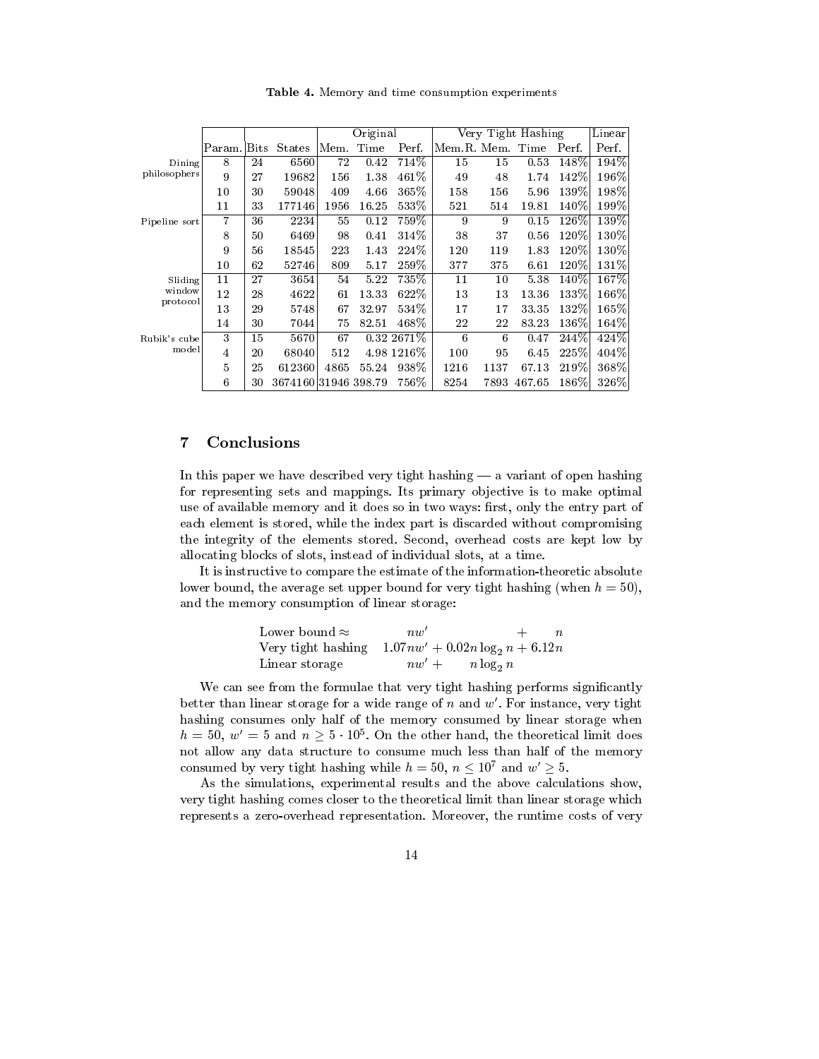**Table 4.** Memory and time consumption experiments

| | Param. | Bits | States | Original | | | Very Tight Hashing | | | | Linear |
|---|---|---|---|---|---|---|---|---|---|---|---|
| | | | | Mem. | Time | Perf. | Mem.R. | Mem. | Time | Perf. | Perf. |
| Dining philosophers | 8 | 24 | 6560 | 72 | 0.42 | 714% | 15 | 15 | 0.53 | 148% | 194% |
| | 9 | 27 | 19682 | 156 | 1.38 | 461% | 49 | 48 | 1.74 | 142% | 196% |
| | 10 | 30 | 59048 | 409 | 4.66 | 365% | 158 | 156 | 5.96 | 139% | 198% |
| | 11 | 33 | 177146 | 1956 | 16.25 | 533% | 521 | 514 | 19.81 | 140% | 199% |
| Pipeline sort | 7 | 36 | 2234 | 55 | 0.12 | 759% | 9 | 9 | 0.15 | 126% | 139% |
| | 8 | 50 | 6469 | 98 | 0.41 | 314% | 38 | 37 | 0.56 | 120% | 130% |
| | 9 | 56 | 18545 | 223 | 1.43 | 224% | 120 | 119 | 1.83 | 120% | 130% |
| | 10 | 62 | 52746 | 809 | 5.17 | 259% | 377 | 375 | 6.61 | 120% | 131% |
| Sliding window protocol | 11 | 27 | 3654 | 54 | 5.22 | 735% | 11 | 10 | 5.38 | 140% | 167% |
| | 12 | 28 | 4622 | 61 | 13.33 | 622% | 13 | 13 | 13.36 | 133% | 166% |
| | 13 | 29 | 5748 | 67 | 32.97 | 534% | 17 | 17 | 33.35 | 132% | 165% |
| | 14 | 30 | 7044 | 75 | 82.51 | 468% | 22 | 22 | 83.23 | 136% | 164% |
| Rubik's cube model | 3 | 15 | 5670 | 67 | 0.32 | 2671% | 6 | 6 | 0.47 | 244% | 424% |
| | 4 | 20 | 68040 | 512 | 4.98 | 1216% | 100 | 95 | 6.45 | 225% | 404% |
| | 5 | 25 | 612360 | 4865 | 55.24 | 938% | 1216 | 1137 | 67.13 | 219% | 368% |
| | 6 | 30 | 3674160 | 31946 | 398.79 | 756% | 8254 | 7893 | 467.65 | 186% | 326% |

## 7 Conclusions

In this paper we have described very tight hashing — a variant of open hashing for representing sets and mappings. Its primary objective is to make optimal use of available memory and it does so in two ways: first, only the entry part of each element is stored, while the index part is discarded without compromising the integrity of the elements stored. Second, overhead costs are kept low by allocating blocks of slots, instead of individual slots, at a time.

It is instructive to compare the estimate of the information-theoretic absolute lower bound, the average set upper bound for very tight hashing (when $h = 50$), and the memory consumption of linear storage:

$$
\begin{array}{ll}
\text{Lower bound} \approx & nw' + n \\
\text{Very tight hashing} & 1.07nw' + 0.02n\log_2 n + 6.12n \\
\text{Linear storage} & nw' + n\log_2 n
\end{array}
$$

We can see from the formulae that very tight hashing performs significantly better than linear storage for a wide range of $n$ and $w'$. For instance, very tight hashing consumes only half of the memory consumed by linear storage when $h = 50$, $w' = 5$ and $n \geq 5 \cdot 10^5$. On the other hand, the theoretical limit does not allow any data structure to consume much less than half of the memory consumed by very tight hashing while $h = 50$, $n \leq 10^7$ and $w' \geq 5$.

As the simulations, experimental results and the above calculations show, very tight hashing comes closer to the theoretical limit than linear storage which represents a zero-overhead representation. Moreover, the runtime costs of very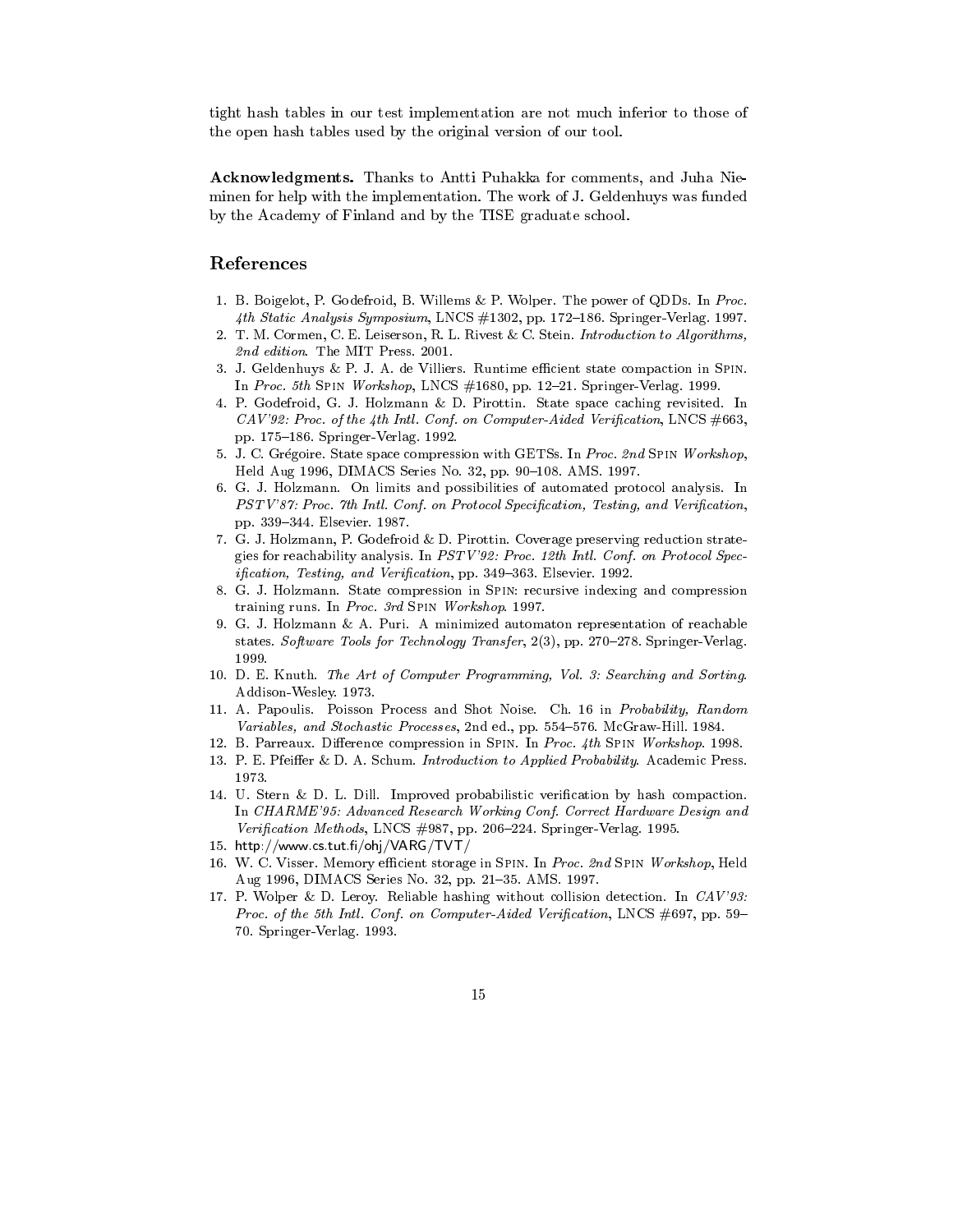tight hash tables in our test implementation are not much inferior to those of the open hash tables used by the original version of our tool.

**Acknowledgments.** Thanks to Antti Puhakka for comments, and Juha Nieminen for help with the implementation. The work of J. Geldenhuys was funded by the Academy of Finland and by the TISE graduate school.

## References

1. B. Boigelot, P. Godefroid, B. Willems & P. Wolper. The power of QDDs. In *Proc. 4th Static Analysis Symposium*, LNCS #1302, pp. 172–186. Springer-Verlag. 1997.
2. T. M. Cormen, C. E. Leiserson, R. L. Rivest & C. Stein. *Introduction to Algorithms, 2nd edition*. The MIT Press. 2001.
3. J. Geldenhuys & P. J. A. de Villiers. Runtime efficient state compaction in SPIN. In *Proc. 5th SPIN Workshop*, LNCS #1680, pp. 12–21. Springer-Verlag. 1999.
4. P. Godefroid, G. J. Holzmann & D. Pirottin. State space caching revisited. In *CAV'92: Proc. of the 4th Intl. Conf. on Computer-Aided Verification*, LNCS #663, pp. 175–186. Springer-Verlag. 1992.
5. J. C. Grégoire. State space compression with GETSs. In *Proc. 2nd SPIN Workshop*, Held Aug 1996, DIMACS Series No. 32, pp. 90–108. AMS. 1997.
6. G. J. Holzmann. On limits and possibilities of automated protocol analysis. In *PSTV'87: Proc. 7th Intl. Conf. on Protocol Specification, Testing, and Verification*, pp. 339–344. Elsevier. 1987.
7. G. J. Holzmann, P. Godefroid & D. Pirottin. Coverage preserving reduction strategies for reachability analysis. In *PSTV'92: Proc. 12th Intl. Conf. on Protocol Specification, Testing, and Verification*, pp. 349–363. Elsevier. 1992.
8. G. J. Holzmann. State compression in SPIN: recursive indexing and compression training runs. In *Proc. 3rd SPIN Workshop*. 1997.
9. G. J. Holzmann & A. Puri. A minimized automaton representation of reachable states. *Software Tools for Technology Transfer*, 2(3), pp. 270–278. Springer-Verlag. 1999.
10. D. E. Knuth. *The Art of Computer Programming, Vol. 3: Searching and Sorting*. Addison-Wesley. 1973.
11. A. Papoulis. Poisson Process and Shot Noise. Ch. 16 in *Probability, Random Variables, and Stochastic Processes*, 2nd ed., pp. 554–576. McGraw-Hill. 1984.
12. B. Parreaux. Difference compression in SPIN. In *Proc. 4th SPIN Workshop*. 1998.
13. P. E. Pfeiffer & D. A. Schum. *Introduction to Applied Probability*. Academic Press. 1973.
14. U. Stern & D. L. Dill. Improved probabilistic verification by hash compaction. In *CHARME'95: Advanced Research Working Conf. Correct Hardware Design and Verification Methods*, LNCS #987, pp. 206–224. Springer-Verlag. 1995.
15. http://www.cs.tut.fi/ohj/VARG/TVT/
16. W. C. Visser. Memory efficient storage in SPIN. In *Proc. 2nd SPIN Workshop*, Held Aug 1996, DIMACS Series No. 32, pp. 21–35. AMS. 1997.
17. P. Wolper & D. Leroy. Reliable hashing without collision detection. In *CAV'93: Proc. of the 5th Intl. Conf. on Computer-Aided Verification*, LNCS #697, pp. 59–70. Springer-Verlag. 1993.